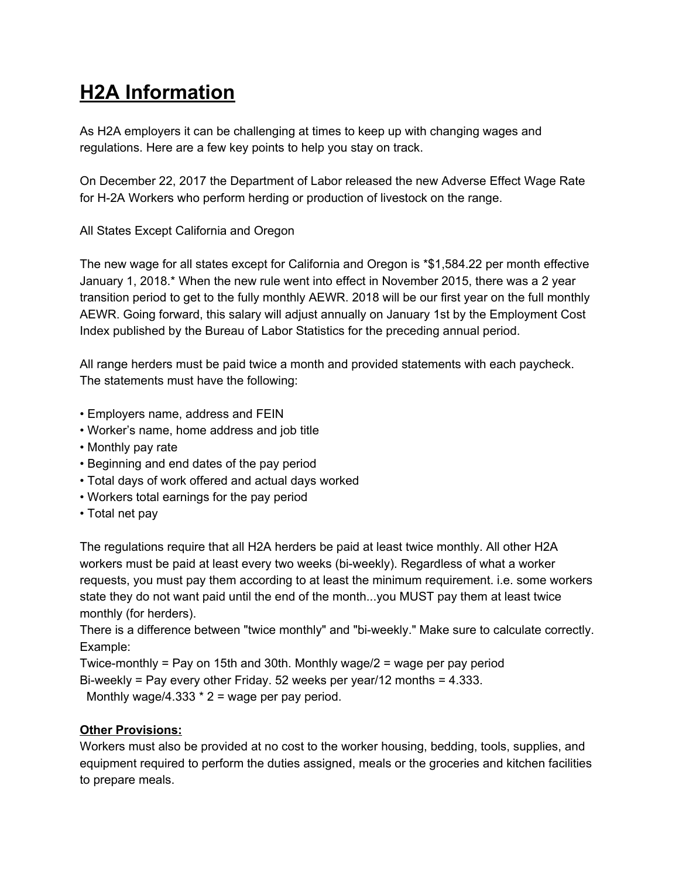# H2A Information

As H2A employers it can be challenging at times to keep up with changing wages and regulations. Here are a few key points to help you stay on track.

On December 22, 2017 the Department of Labor released the new Adverse Effect Wage Rate for H-2A Workers who perform herding or production of livestock on the range.

All States Except California and Oregon

The new wage for all states except for California and Oregon is *$1,584.22 per month effective January 1, 2018.* When the new rule went into effect in November 2015, there was a 2 year transition period to get to the fully monthly AEWR. 2018 will be our first year on the full monthly AEWR. Going forward, this salary will adjust annually on January 1st by the Employment Cost Index published by the Bureau of Labor Statistics for the preceding annual period.

All range herders must be paid twice a month and provided statements with each paycheck. The statements must have the following:

- Employers name, address and FEIN
- Worker's name, home address and job title
- Monthly pay rate
- Beginning and end dates of the pay period
- Total days of work offered and actual days worked
- Workers total earnings for the pay period
- Total net pay

The regulations require that all H2A herders be paid at least twice monthly. All other H2A workers must be paid at least every two weeks (bi-weekly). Regardless of what a worker requests, you must pay them according to at least the minimum requirement. i.e. some workers state they do not want paid until the end of the month...you MUST pay them at least twice monthly (for herders).
There is a difference between "twice monthly" and "bi-weekly." Make sure to calculate correctly.
Example:
Twice-monthly = Pay on 15th and 30th. Monthly wage/2 = wage per pay period
Bi-weekly = Pay every other Friday. 52 weeks per year/12 months = 4.333.
Monthly wage/4.333 * 2 = wage per pay period.

**Other Provisions:**

Workers must also be provided at no cost to the worker housing, bedding, tools, supplies, and equipment required to perform the duties assigned, meals or the groceries and kitchen facilities to prepare meals.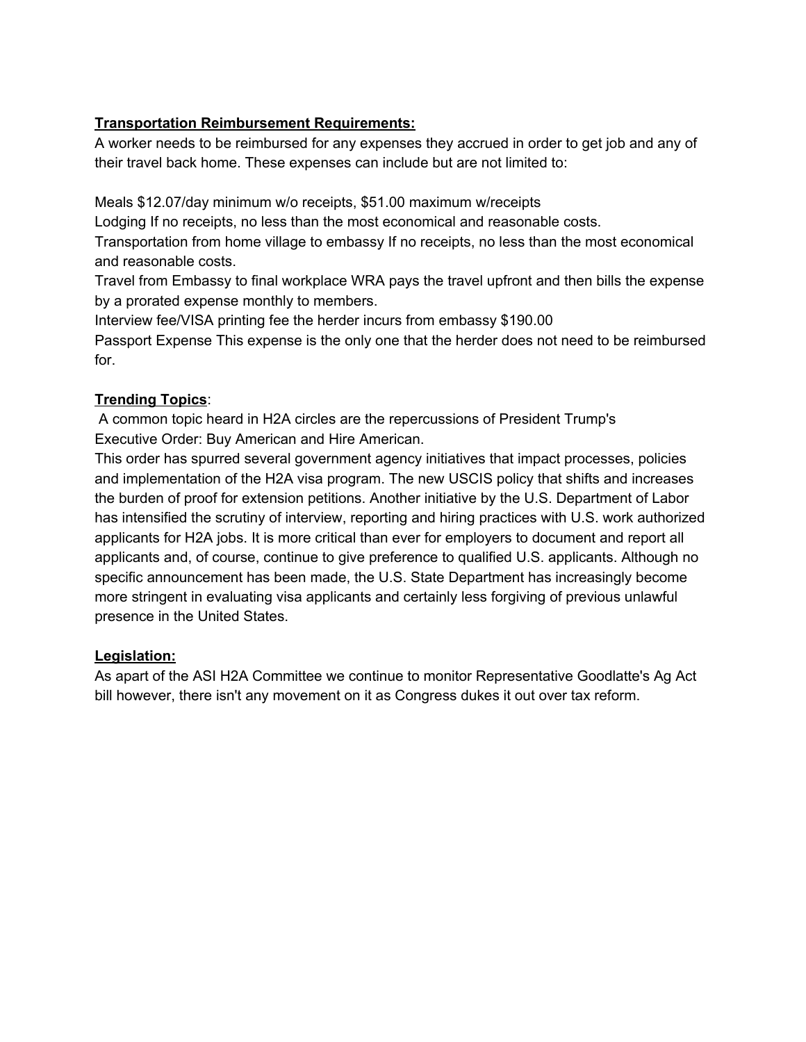**<u>Transportation Reimbursement Requirements:</u>**

A worker needs to be reimbursed for any expenses they accrued in order to get job and any of their travel back home. These expenses can include but are not limited to:

Meals $12.07/day minimum w/o receipts, $51.00 maximum w/receipts

Lodging If no receipts, no less than the most economical and reasonable costs.

Transportation from home village to embassy If no receipts, no less than the most economical and reasonable costs.

Travel from Embassy to final workplace WRA pays the travel upfront and then bills the expense by a prorated expense monthly to members.

Interview fee/VISA printing fee the herder incurs from embassy $190.00

Passport Expense This expense is the only one that the herder does not need to be reimbursed for.

**<u>Trending Topics</u>**:

A common topic heard in H2A circles are the repercussions of President Trump's Executive Order: Buy American and Hire American.

This order has spurred several government agency initiatives that impact processes, policies and implementation of the H2A visa program. The new USCIS policy that shifts and increases the burden of proof for extension petitions. Another initiative by the U.S. Department of Labor has intensified the scrutiny of interview, reporting and hiring practices with U.S. work authorized applicants for H2A jobs. It is more critical than ever for employers to document and report all applicants and, of course, continue to give preference to qualified U.S. applicants. Although no specific announcement has been made, the U.S. State Department has increasingly become more stringent in evaluating visa applicants and certainly less forgiving of previous unlawful presence in the United States.

**<u>Legislation:</u>**

As apart of the ASI H2A Committee we continue to monitor Representative Goodlatte's Ag Act bill however, there isn't any movement on it as Congress dukes it out over tax reform.